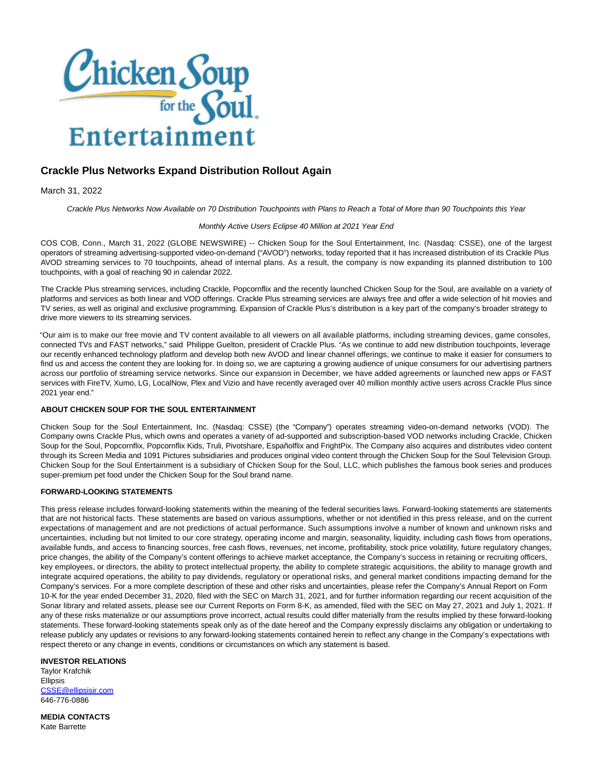# Crackle Plus Networks Expand Distribution Rollout Again

March 31, 2022

*Crackle Plus Networks Now Available on 70 Distribution Touchpoints with Plans to Reach a Total of More than 90 Touchpoints this Year*

*Monthly Active Users Eclipse 40 Million at 2021 Year End*

COS COB, Conn., March 31, 2022 (GLOBE NEWSWIRE) -- Chicken Soup for the Soul Entertainment, Inc. (Nasdaq: CSSE), one of the largest operators of streaming advertising-supported video-on-demand ("AVOD") networks, today reported that it has increased distribution of its Crackle Plus AVOD streaming services to 70 touchpoints, ahead of internal plans. As a result, the company is now expanding its planned distribution to 100 touchpoints, with a goal of reaching 90 in calendar 2022.

The Crackle Plus streaming services, including Crackle, Popcornflix and the recently launched Chicken Soup for the Soul, are available on a variety of platforms and services as both linear and VOD offerings. Crackle Plus streaming services are always free and offer a wide selection of hit movies and TV series, as well as original and exclusive programming. Expansion of Crackle Plus's distribution is a key part of the company's broader strategy to drive more viewers to its streaming services.

"Our aim is to make our free movie and TV content available to all viewers on all available platforms, including streaming devices, game consoles, connected TVs and FAST networks," said Philippe Guelton, president of Crackle Plus. "As we continue to add new distribution touchpoints, leverage our recently enhanced technology platform and develop both new AVOD and linear channel offerings, we continue to make it easier for consumers to find us and access the content they are looking for. In doing so, we are capturing a growing audience of unique consumers for our advertising partners across our portfolio of streaming service networks. Since our expansion in December, we have added agreements or launched new apps or FAST services with FireTV, Xumo, LG, LocalNow, Plex and Vizio and have recently averaged over 40 million monthly active users across Crackle Plus since 2021 year end."

**ABOUT CHICKEN SOUP FOR THE SOUL ENTERTAINMENT**

Chicken Soup for the Soul Entertainment, Inc. (Nasdaq: CSSE) (the "Company") operates streaming video-on-demand networks (VOD). The Company owns Crackle Plus, which owns and operates a variety of ad-supported and subscription-based VOD networks including Crackle, Chicken Soup for the Soul, Popcornflix, Popcornflix Kids, Truli, Pivotshare, Españolflix and FrightPix. The Company also acquires and distributes video content through its Screen Media and 1091 Pictures subsidiaries and produces original video content through the Chicken Soup for the Soul Television Group. Chicken Soup for the Soul Entertainment is a subsidiary of Chicken Soup for the Soul, LLC, which publishes the famous book series and produces super-premium pet food under the Chicken Soup for the Soul brand name.

**FORWARD-LOOKING STATEMENTS**

This press release includes forward-looking statements within the meaning of the federal securities laws. Forward-looking statements are statements that are not historical facts. These statements are based on various assumptions, whether or not identified in this press release, and on the current expectations of management and are not predictions of actual performance. Such assumptions involve a number of known and unknown risks and uncertainties, including but not limited to our core strategy, operating income and margin, seasonality, liquidity, including cash flows from operations, available funds, and access to financing sources, free cash flows, revenues, net income, profitability, stock price volatility, future regulatory changes, price changes, the ability of the Company's content offerings to achieve market acceptance, the Company's success in retaining or recruiting officers, key employees, or directors, the ability to protect intellectual property, the ability to complete strategic acquisitions, the ability to manage growth and integrate acquired operations, the ability to pay dividends, regulatory or operational risks, and general market conditions impacting demand for the Company's services. For a more complete description of these and other risks and uncertainties, please refer the Company's Annual Report on Form 10-K for the year ended December 31, 2020, filed with the SEC on March 31, 2021, and for further information regarding our recent acquisition of the Sonar library and related assets, please see our Current Reports on Form 8-K, as amended, filed with the SEC on May 27, 2021 and July 1, 2021. If any of these risks materialize or our assumptions prove incorrect, actual results could differ materially from the results implied by these forward-looking statements. These forward-looking statements speak only as of the date hereof and the Company expressly disclaims any obligation or undertaking to release publicly any updates or revisions to any forward-looking statements contained herein to reflect any change in the Company's expectations with respect thereto or any change in events, conditions or circumstances on which any statement is based.

**INVESTOR RELATIONS**
Taylor Krafchik
Ellipsis
CSSE@ellipsisir.com
646-776-0886

**MEDIA CONTACTS**
Kate Barrette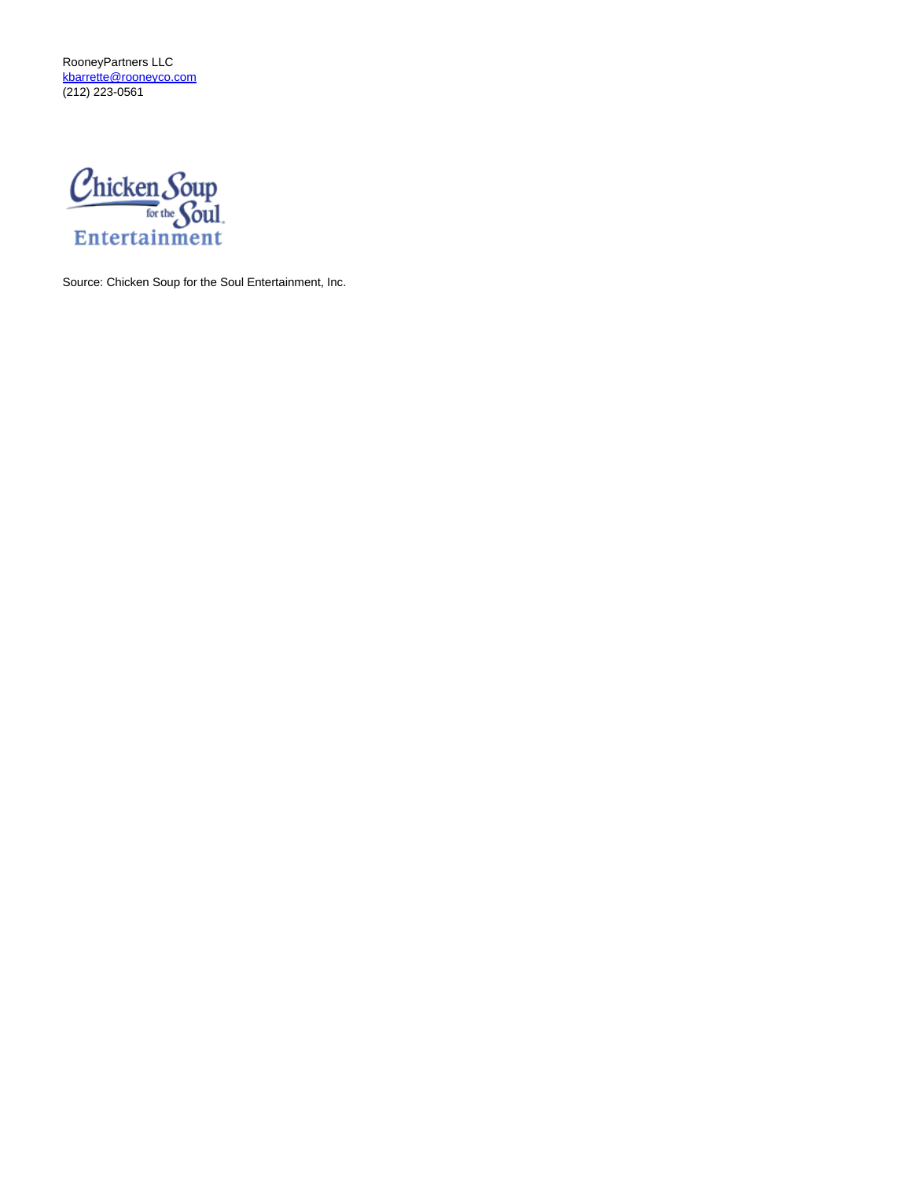RooneyPartners LLC
kbarrette@rooneyco.com
(212) 223-0561

Source: Chicken Soup for the Soul Entertainment, Inc.